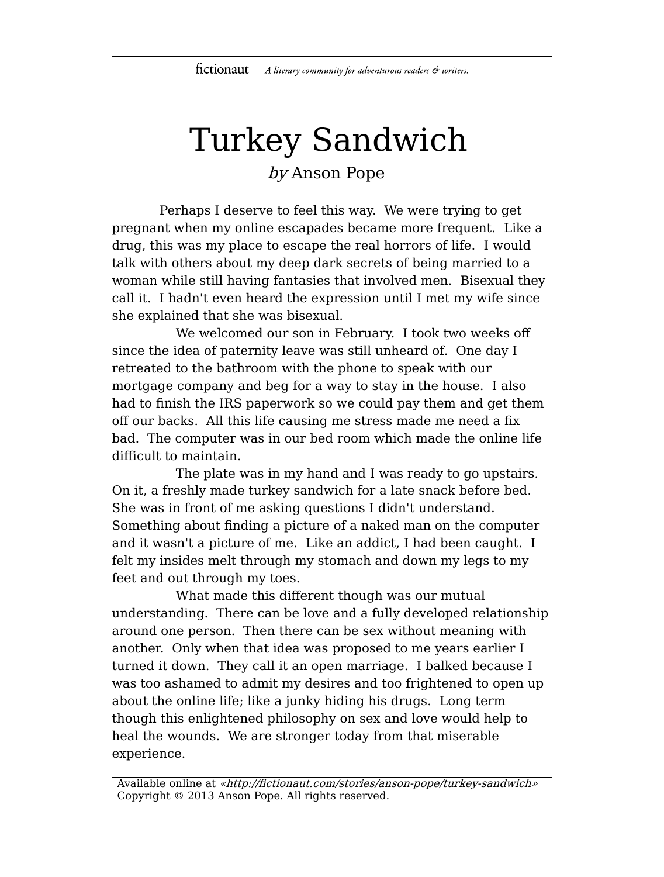# Turkey Sandwich

*by* Anson Pope

Perhaps I deserve to feel this way. We were trying to get pregnant when my online escapades became more frequent. Like a drug, this was my place to escape the real horrors of life. I would talk with others about my deep dark secrets of being married to a woman while still having fantasies that involved men. Bisexual they call it. I hadn't even heard the expression until I met my wife since she explained that she was bisexual.

We welcomed our son in February. I took two weeks off since the idea of paternity leave was still unheard of. One day I retreated to the bathroom with the phone to speak with our mortgage company and beg for a way to stay in the house. I also had to finish the IRS paperwork so we could pay them and get them off our backs. All this life causing me stress made me need a fix bad. The computer was in our bed room which made the online life difficult to maintain.

The plate was in my hand and I was ready to go upstairs. On it, a freshly made turkey sandwich for a late snack before bed. She was in front of me asking questions I didn't understand. Something about finding a picture of a naked man on the computer and it wasn't a picture of me. Like an addict, I had been caught. I felt my insides melt through my stomach and down my legs to my feet and out through my toes.

What made this different though was our mutual understanding. There can be love and a fully developed relationship around one person. Then there can be sex without meaning with another. Only when that idea was proposed to me years earlier I turned it down. They call it an open marriage. I balked because I was too ashamed to admit my desires and too frightened to open up about the online life; like a junky hiding his drugs. Long term though this enlightened philosophy on sex and love would help to heal the wounds. We are stronger today from that miserable experience.

Available online at *«http://fictionaut.com/stories/anson-pope/turkey-sandwich»*
Copyright © 2013 Anson Pope. All rights reserved.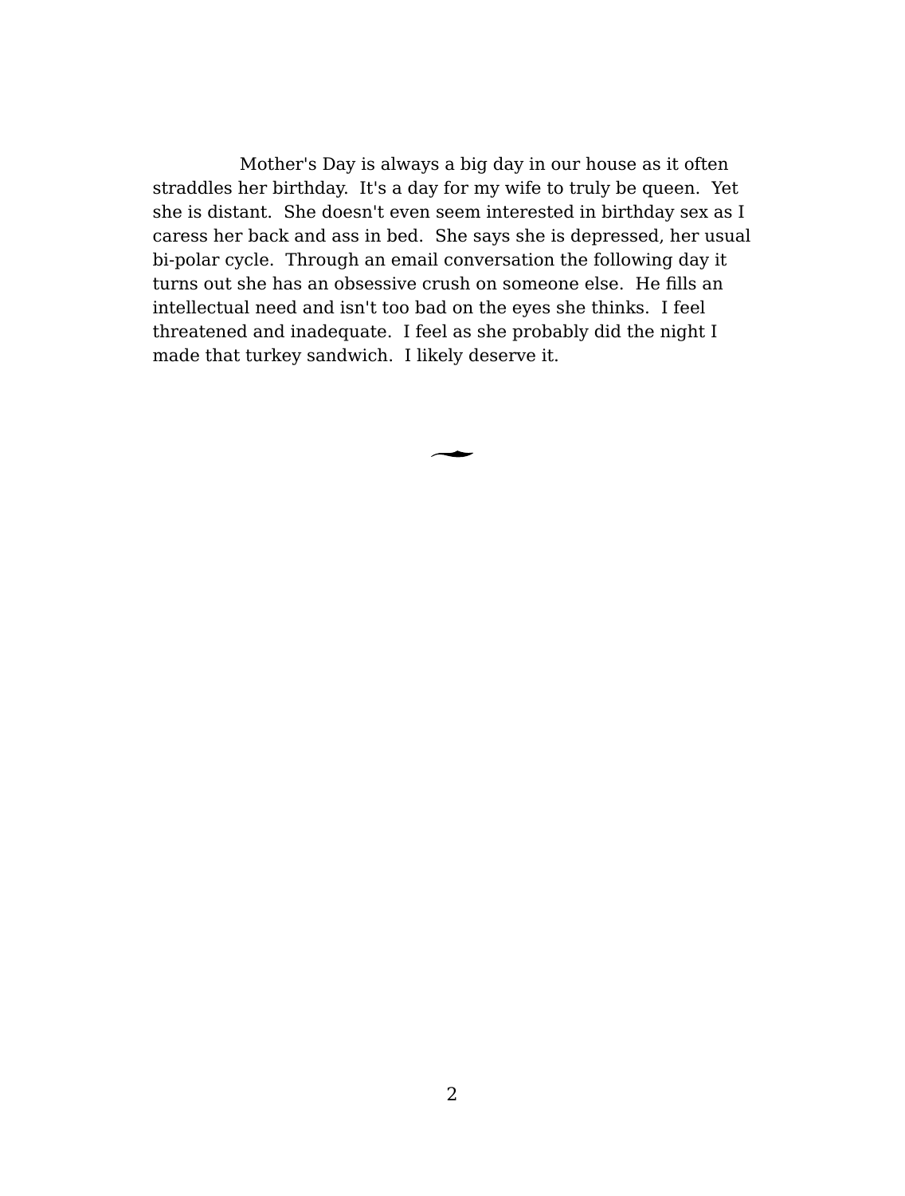Mother's Day is always a big day in our house as it often straddles her birthday. It's a day for my wife to truly be queen. Yet she is distant. She doesn't even seem interested in birthday sex as I caress her back and ass in bed. She says she is depressed, her usual bi-polar cycle. Through an email conversation the following day it turns out she has an obsessive crush on someone else. He fills an intellectual need and isn't too bad on the eyes she thinks. I feel threatened and inadequate. I feel as she probably did the night I made that turkey sandwich. I likely deserve it.